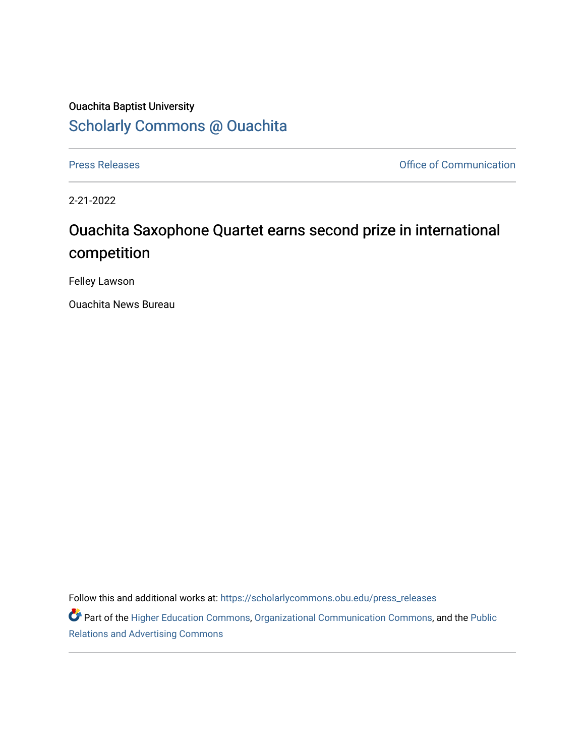Ouachita Baptist University

## Scholarly Commons @ Ouachita

Press Releases

Office of Communication

2-21-2022

# Ouachita Saxophone Quartet earns second prize in international competition

Felley Lawson

Ouachita News Bureau

Follow this and additional works at: https://scholarlycommons.obu.edu/press_releases

Part of the Higher Education Commons, Organizational Communication Commons, and the Public Relations and Advertising Commons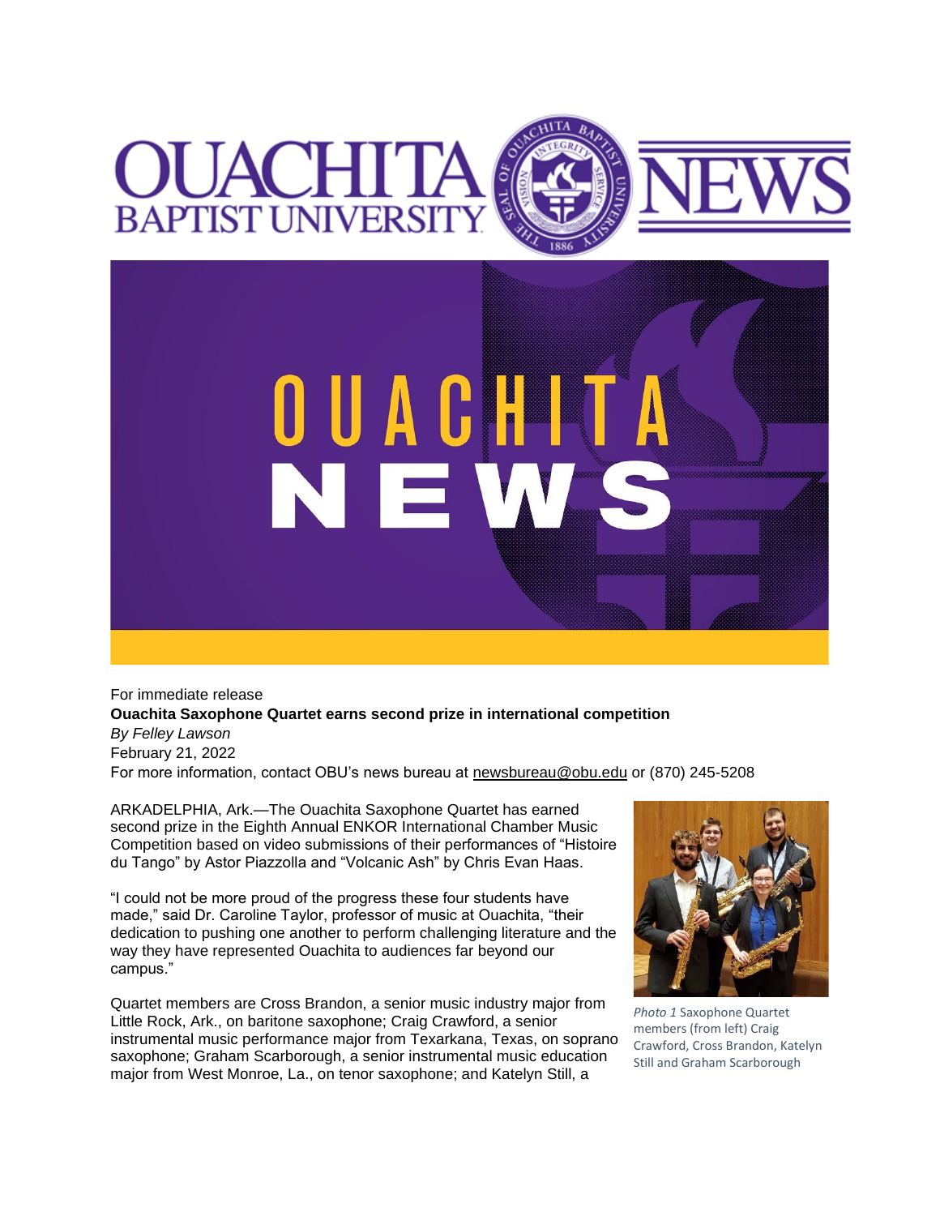For immediate release

**Ouachita Saxophone Quartet earns second prize in international competition**

*By Felley Lawson*

February 21, 2022

For more information, contact OBU's news bureau at newsbureau@obu.edu or (870) 245-5208

ARKADELPHIA, Ark.—The Ouachita Saxophone Quartet has earned second prize in the Eighth Annual ENKOR International Chamber Music Competition based on video submissions of their performances of "Histoire du Tango" by Astor Piazzolla and "Volcanic Ash" by Chris Evan Haas.

"I could not be more proud of the progress these four students have made," said Dr. Caroline Taylor, professor of music at Ouachita, "their dedication to pushing one another to perform challenging literature and the way they have represented Ouachita to audiences far beyond our campus."

Quartet members are Cross Brandon, a senior music industry major from Little Rock, Ark., on baritone saxophone; Craig Crawford, a senior instrumental music performance major from Texarkana, Texas, on soprano saxophone; Graham Scarborough, a senior instrumental music education major from West Monroe, La., on tenor saxophone; and Katelyn Still, a

*Photo 1* Saxophone Quartet members (from left) Craig Crawford, Cross Brandon, Katelyn Still and Graham Scarborough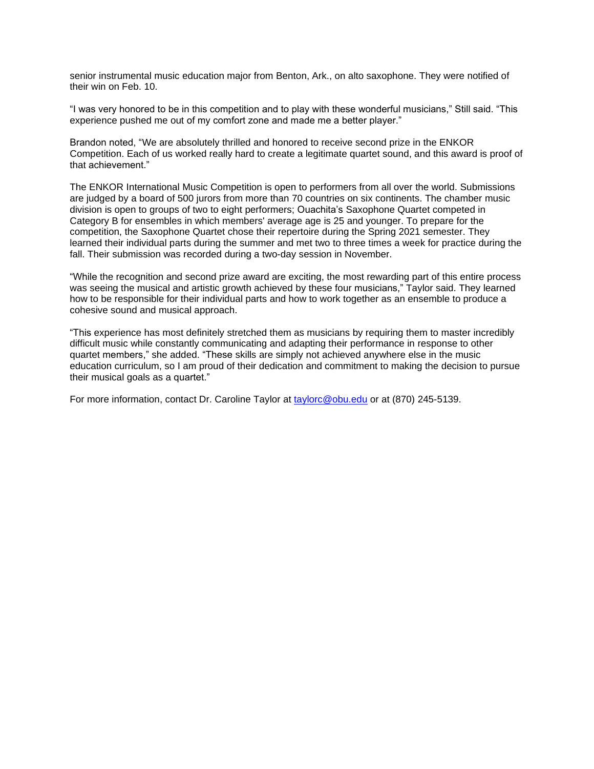senior instrumental music education major from Benton, Ark., on alto saxophone. They were notified of their win on Feb. 10.

"I was very honored to be in this competition and to play with these wonderful musicians," Still said. "This experience pushed me out of my comfort zone and made me a better player."

Brandon noted, "We are absolutely thrilled and honored to receive second prize in the ENKOR Competition. Each of us worked really hard to create a legitimate quartet sound, and this award is proof of that achievement."

The ENKOR International Music Competition is open to performers from all over the world. Submissions are judged by a board of 500 jurors from more than 70 countries on six continents. The chamber music division is open to groups of two to eight performers; Ouachita's Saxophone Quartet competed in Category B for ensembles in which members' average age is 25 and younger. To prepare for the competition, the Saxophone Quartet chose their repertoire during the Spring 2021 semester. They learned their individual parts during the summer and met two to three times a week for practice during the fall. Their submission was recorded during a two-day session in November.

"While the recognition and second prize award are exciting, the most rewarding part of this entire process was seeing the musical and artistic growth achieved by these four musicians," Taylor said. They learned how to be responsible for their individual parts and how to work together as an ensemble to produce a cohesive sound and musical approach.

"This experience has most definitely stretched them as musicians by requiring them to master incredibly difficult music while constantly communicating and adapting their performance in response to other quartet members," she added. "These skills are simply not achieved anywhere else in the music education curriculum, so I am proud of their dedication and commitment to making the decision to pursue their musical goals as a quartet."

For more information, contact Dr. Caroline Taylor at [taylorc@obu.edu](mailto:taylorc@obu.edu) or at (870) 245-5139.